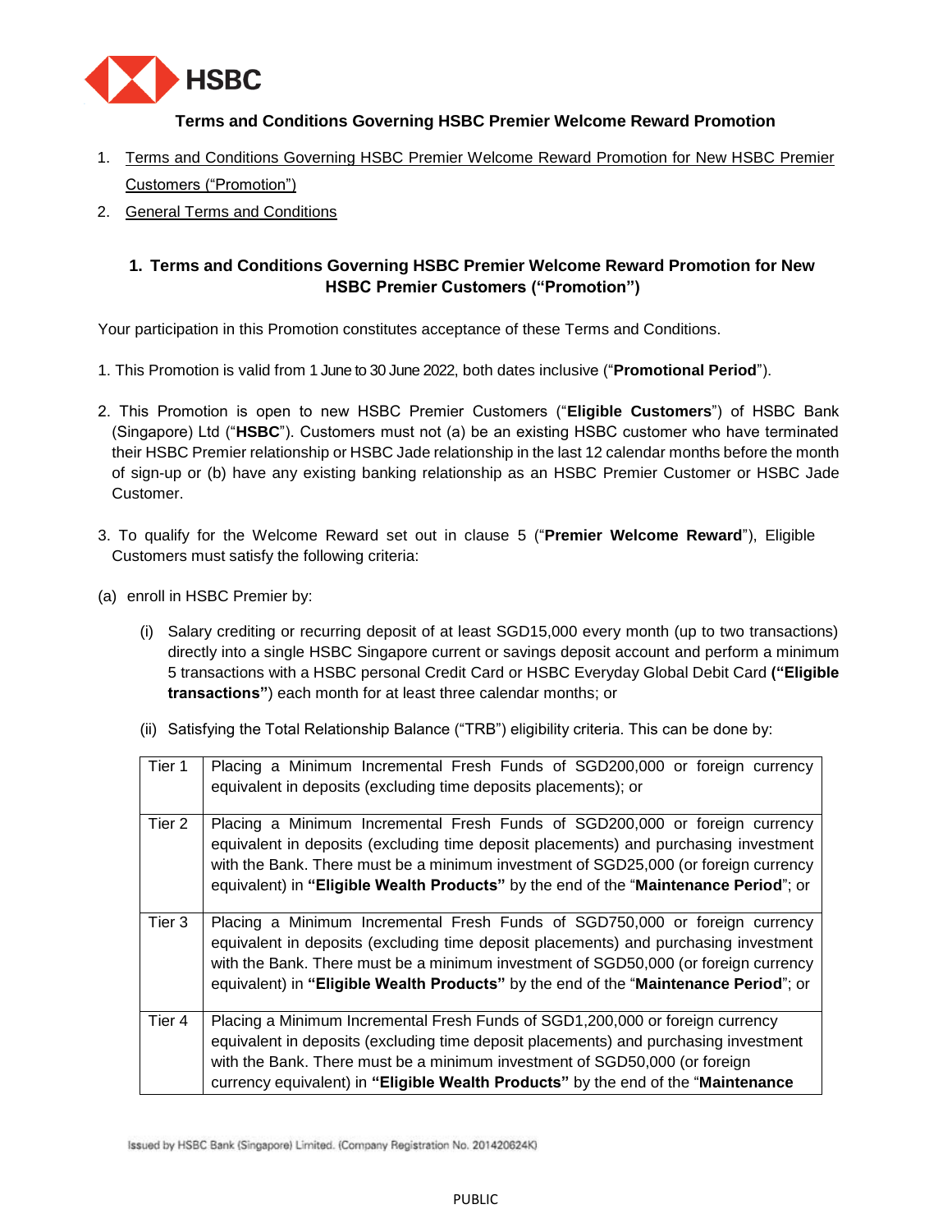# Terms and Conditions Governing HSBC Premier Welcome Reward Promotion

1. Terms and Conditions Governing HSBC Premier Welcome Reward Promotion for New HSBC Premier Customers ("Promotion")
2. General Terms and Conditions

## 1. Terms and Conditions Governing HSBC Premier Welcome Reward Promotion for New HSBC Premier Customers ("Promotion")

Your participation in this Promotion constitutes acceptance of these Terms and Conditions.

1. This Promotion is valid from 1 June to 30 June 2022, both dates inclusive ("**Promotional Period**").

2. This Promotion is open to new HSBC Premier Customers ("**Eligible Customers**") of HSBC Bank (Singapore) Ltd ("**HSBC**"). Customers must not (a) be an existing HSBC customer who have terminated their HSBC Premier relationship or HSBC Jade relationship in the last 12 calendar months before the month of sign-up or (b) have any existing banking relationship as an HSBC Premier Customer or HSBC Jade Customer.

3. To qualify for the Welcome Reward set out in clause 5 ("**Premier Welcome Reward**"), Eligible Customers must satisfy the following criteria:

(a) enroll in HSBC Premier by:

(i) Salary crediting or recurring deposit of at least SGD15,000 every month (up to two transactions) directly into a single HSBC Singapore current or savings deposit account and perform a minimum 5 transactions with a HSBC personal Credit Card or HSBC Everyday Global Debit Card **("Eligible transactions"**) each month for at least three calendar months; or

(ii) Satisfying the Total Relationship Balance ("TRB") eligibility criteria. This can be done by:

| | |
|---|---|
| Tier 1 | Placing a Minimum Incremental Fresh Funds of SGD200,000 or foreign currency equivalent in deposits (excluding time deposits placements); or |
| Tier 2 | Placing a Minimum Incremental Fresh Funds of SGD200,000 or foreign currency equivalent in deposits (excluding time deposit placements) and purchasing investment with the Bank. There must be a minimum investment of SGD25,000 (or foreign currency equivalent) in **"Eligible Wealth Products"** by the end of the "**Maintenance Period**"; or |
| Tier 3 | Placing a Minimum Incremental Fresh Funds of SGD750,000 or foreign currency equivalent in deposits (excluding time deposit placements) and purchasing investment with the Bank. There must be a minimum investment of SGD50,000 (or foreign currency equivalent) in **"Eligible Wealth Products"** by the end of the "**Maintenance Period**"; or |
| Tier 4 | Placing a Minimum Incremental Fresh Funds of SGD1,200,000 or foreign currency equivalent in deposits (excluding time deposit placements) and purchasing investment with the Bank. There must be a minimum investment of SGD50,000 (or foreign currency equivalent) in **"Eligible Wealth Products"** by the end of the "**Maintenance** |

Issued by HSBC Bank (Singapore) Limited. (Company Registration No. 201420624K)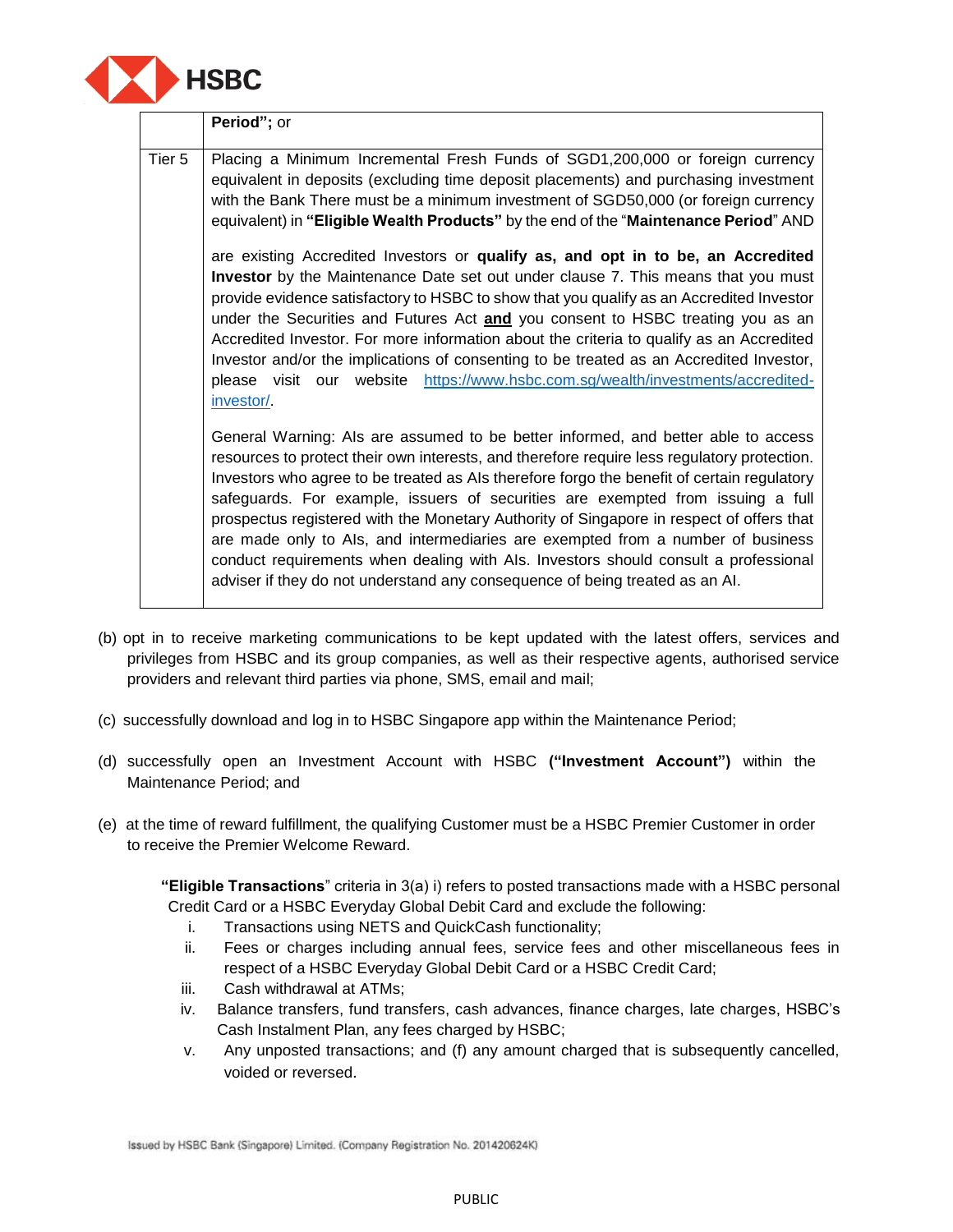| | **Period"; or** |
|---|---|
| Tier 5 | Placing a Minimum Incremental Fresh Funds of SGD1,200,000 or foreign currency equivalent in deposits (excluding time deposit placements) and purchasing investment with the Bank There must be a minimum investment of SGD50,000 (or foreign currency equivalent) in **"Eligible Wealth Products"** by the end of the "**Maintenance Period**" AND<br><br>are existing Accredited Investors or **qualify as, and opt in to be, an Accredited Investor** by the Maintenance Date set out under clause 7. This means that you must provide evidence satisfactory to HSBC to show that you qualify as an Accredited Investor under the Securities and Futures Act **and** you consent to HSBC treating you as an Accredited Investor. For more information about the criteria to qualify as an Accredited Investor and/or the implications of consenting to be treated as an Accredited Investor, please visit our website https://www.hsbc.com.sg/wealth/investments/accredited-investor/.<br><br>General Warning: AIs are assumed to be better informed, and better able to access resources to protect their own interests, and therefore require less regulatory protection. Investors who agree to be treated as AIs therefore forgo the benefit of certain regulatory safeguards. For example, issuers of securities are exempted from issuing a full prospectus registered with the Monetary Authority of Singapore in respect of offers that are made only to AIs, and intermediaries are exempted from a number of business conduct requirements when dealing with AIs. Investors should consult a professional adviser if they do not understand any consequence of being treated as an AI. |

(b) opt in to receive marketing communications to be kept updated with the latest offers, services and privileges from HSBC and its group companies, as well as their respective agents, authorised service providers and relevant third parties via phone, SMS, email and mail;

(c) successfully download and log in to HSBC Singapore app within the Maintenance Period;

(d) successfully open an Investment Account with HSBC **("Investment Account")** within the Maintenance Period; and

(e) at the time of reward fulfillment, the qualifying Customer must be a HSBC Premier Customer in order to receive the Premier Welcome Reward.

**"Eligible Transactions**" criteria in 3(a) i) refers to posted transactions made with a HSBC personal Credit Card or a HSBC Everyday Global Debit Card and exclude the following:

i. Transactions using NETS and QuickCash functionality;
ii. Fees or charges including annual fees, service fees and other miscellaneous fees in respect of a HSBC Everyday Global Debit Card or a HSBC Credit Card;
iii. Cash withdrawal at ATMs;
iv. Balance transfers, fund transfers, cash advances, finance charges, late charges, HSBC's Cash Instalment Plan, any fees charged by HSBC;
v. Any unposted transactions; and (f) any amount charged that is subsequently cancelled, voided or reversed.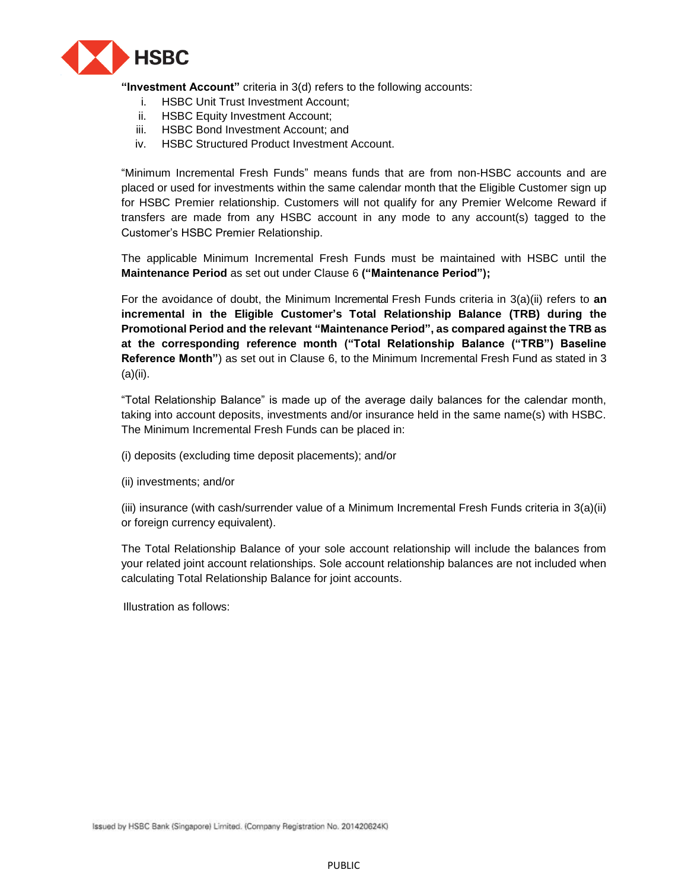**"Investment Account"** criteria in 3(d) refers to the following accounts:

i. HSBC Unit Trust Investment Account;
ii. HSBC Equity Investment Account;
iii. HSBC Bond Investment Account; and
iv. HSBC Structured Product Investment Account.

"Minimum Incremental Fresh Funds" means funds that are from non-HSBC accounts and are placed or used for investments within the same calendar month that the Eligible Customer sign up for HSBC Premier relationship. Customers will not qualify for any Premier Welcome Reward if transfers are made from any HSBC account in any mode to any account(s) tagged to the Customer's HSBC Premier Relationship.

The applicable Minimum Incremental Fresh Funds must be maintained with HSBC until the **Maintenance Period** as set out under Clause 6 **("Maintenance Period");**

For the avoidance of doubt, the Minimum Incremental Fresh Funds criteria in 3(a)(ii) refers to **an incremental in the Eligible Customer's Total Relationship Balance (TRB) during the Promotional Period and the relevant "Maintenance Period", as compared against the TRB as at the corresponding reference month ("Total Relationship Balance ("TRB") Baseline Reference Month"**) as set out in Clause 6, to the Minimum Incremental Fresh Fund as stated in 3 (a)(ii).

"Total Relationship Balance" is made up of the average daily balances for the calendar month, taking into account deposits, investments and/or insurance held in the same name(s) with HSBC. The Minimum Incremental Fresh Funds can be placed in:

(i) deposits (excluding time deposit placements); and/or

(ii) investments; and/or

(iii) insurance (with cash/surrender value of a Minimum Incremental Fresh Funds criteria in 3(a)(ii) or foreign currency equivalent).

The Total Relationship Balance of your sole account relationship will include the balances from your related joint account relationships. Sole account relationship balances are not included when calculating Total Relationship Balance for joint accounts.

Illustration as follows:

Issued by HSBC Bank (Singapore) Limited. (Company Registration No. 201420624K)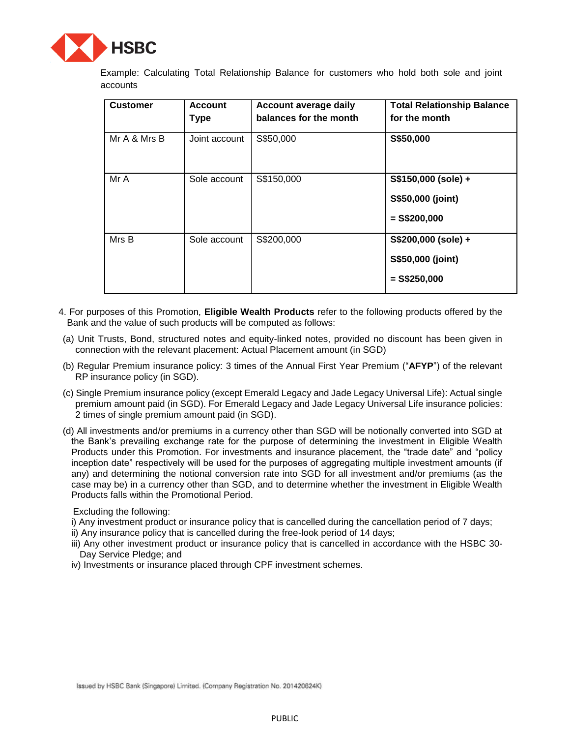Example: Calculating Total Relationship Balance for customers who hold both sole and joint accounts

| Customer | Account Type | Account average daily balances for the month | Total Relationship Balance for the month |
|---|---|---|---|
| Mr A & Mrs B | Joint account | S$50,000 | **S$50,000** |
| Mr A | Sole account | S$150,000 | **S$150,000 (sole) + S$50,000 (joint) = S$200,000** |
| Mrs B | Sole account | S$200,000 | **S$200,000 (sole) + S$50,000 (joint) = S$250,000** |

4. For purposes of this Promotion, **Eligible Wealth Products** refer to the following products offered by the Bank and the value of such products will be computed as follows:

(a) Unit Trusts, Bond, structured notes and equity-linked notes, provided no discount has been given in connection with the relevant placement: Actual Placement amount (in SGD)

(b) Regular Premium insurance policy: 3 times of the Annual First Year Premium ("**AFYP**") of the relevant RP insurance policy (in SGD).

(c) Single Premium insurance policy (except Emerald Legacy and Jade Legacy Universal Life): Actual single premium amount paid (in SGD). For Emerald Legacy and Jade Legacy Universal Life insurance policies: 2 times of single premium amount paid (in SGD).

(d) All investments and/or premiums in a currency other than SGD will be notionally converted into SGD at the Bank's prevailing exchange rate for the purpose of determining the investment in Eligible Wealth Products under this Promotion. For investments and insurance placement, the "trade date" and "policy inception date" respectively will be used for the purposes of aggregating multiple investment amounts (if any) and determining the notional conversion rate into SGD for all investment and/or premiums (as the case may be) in a currency other than SGD, and to determine whether the investment in Eligible Wealth Products falls within the Promotional Period.

Excluding the following:

i) Any investment product or insurance policy that is cancelled during the cancellation period of 7 days;
ii) Any insurance policy that is cancelled during the free-look period of 14 days;
iii) Any other investment product or insurance policy that is cancelled in accordance with the HSBC 30-Day Service Pledge; and
iv) Investments or insurance placed through CPF investment schemes.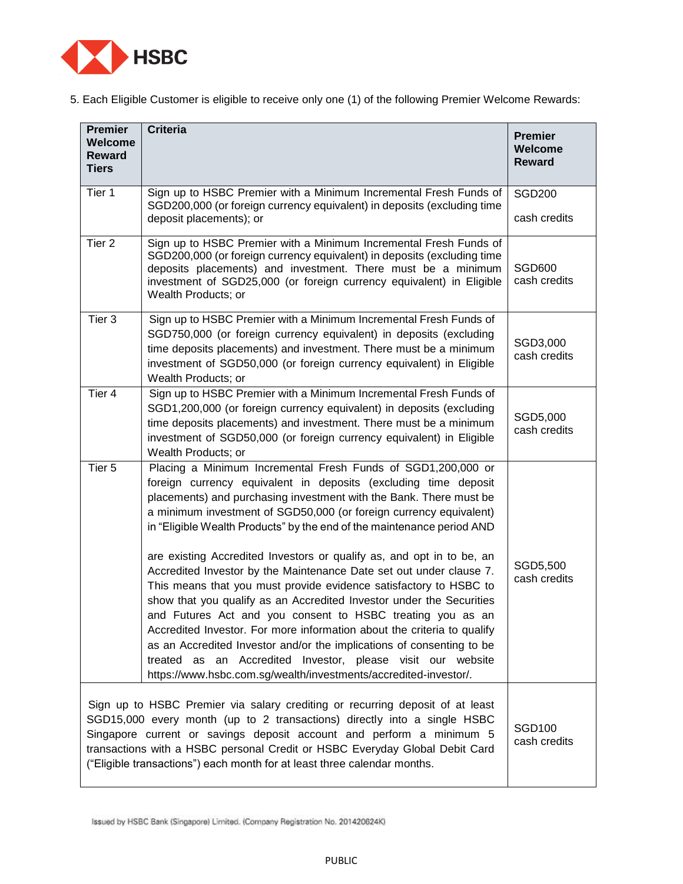5. Each Eligible Customer is eligible to receive only one (1) of the following Premier Welcome Rewards:

| Premier Welcome Reward Tiers | Criteria | Premier Welcome Reward |
|---|---|---|
| Tier 1 | Sign up to HSBC Premier with a Minimum Incremental Fresh Funds of SGD200,000 (or foreign currency equivalent) in deposits (excluding time deposit placements); or | SGD200 cash credits |
| Tier 2 | Sign up to HSBC Premier with a Minimum Incremental Fresh Funds of SGD200,000 (or foreign currency equivalent) in deposits (excluding time deposits placements) and investment. There must be a minimum investment of SGD25,000 (or foreign currency equivalent) in Eligible Wealth Products; or | SGD600 cash credits |
| Tier 3 | Sign up to HSBC Premier with a Minimum Incremental Fresh Funds of SGD750,000 (or foreign currency equivalent) in deposits (excluding time deposits placements) and investment. There must be a minimum investment of SGD50,000 (or foreign currency equivalent) in Eligible Wealth Products; or | SGD3,000 cash credits |
| Tier 4 | Sign up to HSBC Premier with a Minimum Incremental Fresh Funds of SGD1,200,000 (or foreign currency equivalent) in deposits (excluding time deposits placements) and investment. There must be a minimum investment of SGD50,000 (or foreign currency equivalent) in Eligible Wealth Products; or | SGD5,000 cash credits |
| Tier 5 | Placing a Minimum Incremental Fresh Funds of SGD1,200,000 or foreign currency equivalent in deposits (excluding time deposit placements) and purchasing investment with the Bank. There must be a minimum investment of SGD50,000 (or foreign currency equivalent) in "Eligible Wealth Products" by the end of the maintenance period AND<br><br>are existing Accredited Investors or qualify as, and opt in to be, an Accredited Investor by the Maintenance Date set out under clause 7. This means that you must provide evidence satisfactory to HSBC to show that you qualify as an Accredited Investor under the Securities and Futures Act and you consent to HSBC treating you as an Accredited Investor. For more information about the criteria to qualify as an Accredited Investor and/or the implications of consenting to be treated as an Accredited Investor, please visit our website https://www.hsbc.com.sg/wealth/investments/accredited-investor/. | SGD5,500 cash credits |
| Sign up to HSBC Premier via salary crediting or recurring deposit of at least SGD15,000 every month (up to 2 transactions) directly into a single HSBC Singapore current or savings deposit account and perform a minimum 5 transactions with a HSBC personal Credit or HSBC Everyday Global Debit Card ("Eligible transactions") each month for at least three calendar months. | | SGD100 cash credits |

Issued by HSBC Bank (Singapore) Limited. (Company Registration No. 201420624K)

PUBLIC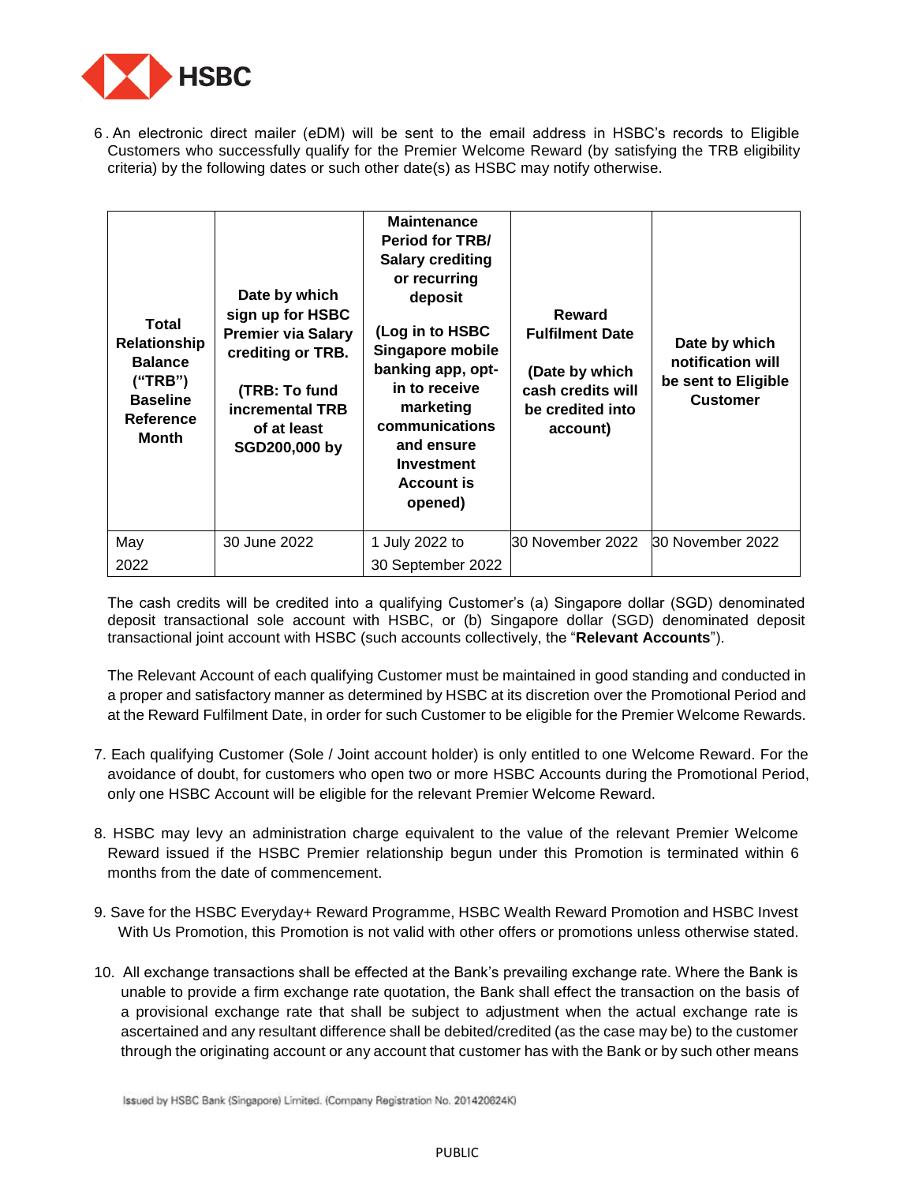6. An electronic direct mailer (eDM) will be sent to the email address in HSBC's records to Eligible Customers who successfully qualify for the Premier Welcome Reward (by satisfying the TRB eligibility criteria) by the following dates or such other date(s) as HSBC may notify otherwise.

| Total Relationship Balance ("TRB") Baseline Reference Month | Date by which sign up for HSBC Premier via Salary crediting or TRB. (TRB: To fund incremental TRB of at least SGD200,000 by | Maintenance Period for TRB/ Salary crediting or recurring deposit (Log in to HSBC Singapore mobile banking app, opt-in to receive marketing communications and ensure Investment Account is opened) | Reward Fulfilment Date (Date by which cash credits will be credited into account) | Date by which notification will be sent to Eligible Customer |
|---|---|---|---|---|
| May 2022 | 30 June 2022 | 1 July 2022 to 30 September 2022 | 30 November 2022 | 30 November 2022 |

The cash credits will be credited into a qualifying Customer's (a) Singapore dollar (SGD) denominated deposit transactional sole account with HSBC, or (b) Singapore dollar (SGD) denominated deposit transactional joint account with HSBC (such accounts collectively, the "**Relevant Accounts**").

The Relevant Account of each qualifying Customer must be maintained in good standing and conducted in a proper and satisfactory manner as determined by HSBC at its discretion over the Promotional Period and at the Reward Fulfilment Date, in order for such Customer to be eligible for the Premier Welcome Rewards.

7. Each qualifying Customer (Sole / Joint account holder) is only entitled to one Welcome Reward. For the avoidance of doubt, for customers who open two or more HSBC Accounts during the Promotional Period, only one HSBC Account will be eligible for the relevant Premier Welcome Reward.

8. HSBC may levy an administration charge equivalent to the value of the relevant Premier Welcome Reward issued if the HSBC Premier relationship begun under this Promotion is terminated within 6 months from the date of commencement.

9. Save for the HSBC Everyday+ Reward Programme, HSBC Wealth Reward Promotion and HSBC Invest With Us Promotion, this Promotion is not valid with other offers or promotions unless otherwise stated.

10. All exchange transactions shall be effected at the Bank's prevailing exchange rate. Where the Bank is unable to provide a firm exchange rate quotation, the Bank shall effect the transaction on the basis of a provisional exchange rate that shall be subject to adjustment when the actual exchange rate is ascertained and any resultant difference shall be debited/credited (as the case may be) to the customer through the originating account or any account that customer has with the Bank or by such other means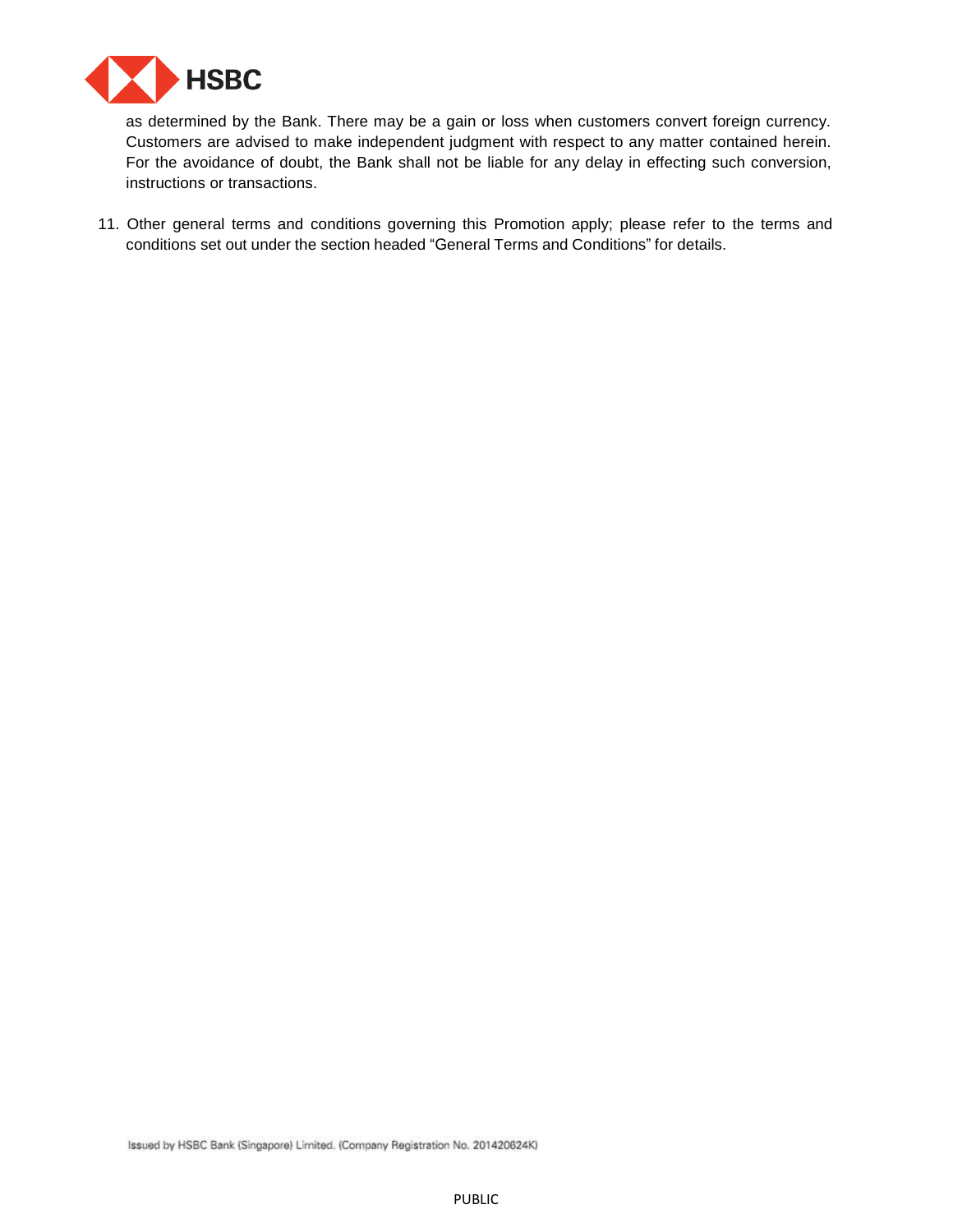as determined by the Bank. There may be a gain or loss when customers convert foreign currency. Customers are advised to make independent judgment with respect to any matter contained herein. For the avoidance of doubt, the Bank shall not be liable for any delay in effecting such conversion, instructions or transactions.

11. Other general terms and conditions governing this Promotion apply; please refer to the terms and conditions set out under the section headed "General Terms and Conditions" for details.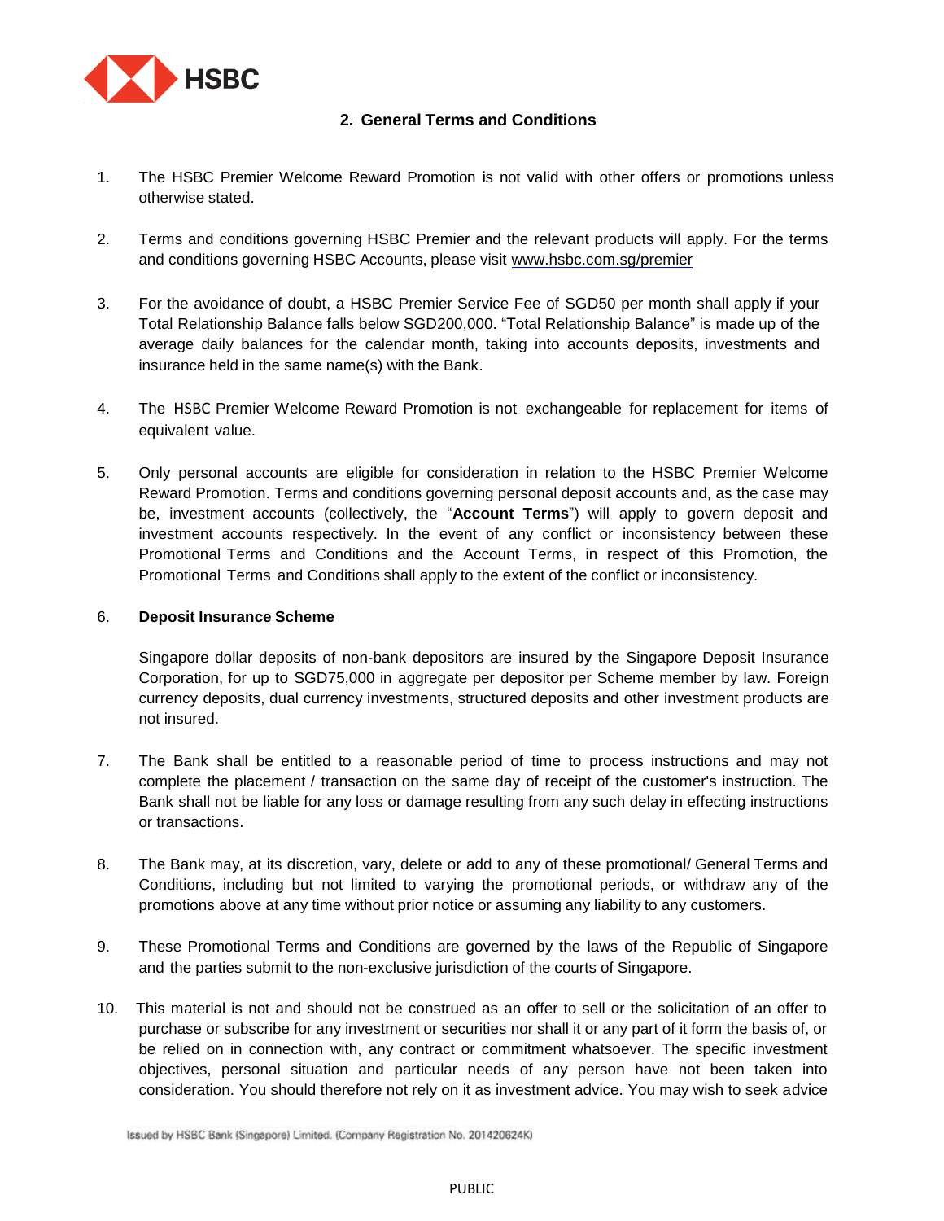## 2. General Terms and Conditions

1. The HSBC Premier Welcome Reward Promotion is not valid with other offers or promotions unless otherwise stated.

2. Terms and conditions governing HSBC Premier and the relevant products will apply. For the terms and conditions governing HSBC Accounts, please visit www.hsbc.com.sg/premier

3. For the avoidance of doubt, a HSBC Premier Service Fee of SGD50 per month shall apply if your Total Relationship Balance falls below SGD200,000. "Total Relationship Balance" is made up of the average daily balances for the calendar month, taking into accounts deposits, investments and insurance held in the same name(s) with the Bank.

4. The HSBC Premier Welcome Reward Promotion is not exchangeable for replacement for items of equivalent value.

5. Only personal accounts are eligible for consideration in relation to the HSBC Premier Welcome Reward Promotion. Terms and conditions governing personal deposit accounts and, as the case may be, investment accounts (collectively, the "**Account Terms**") will apply to govern deposit and investment accounts respectively. In the event of any conflict or inconsistency between these Promotional Terms and Conditions and the Account Terms, in respect of this Promotion, the Promotional Terms and Conditions shall apply to the extent of the conflict or inconsistency.

6. **Deposit Insurance Scheme**

   Singapore dollar deposits of non-bank depositors are insured by the Singapore Deposit Insurance Corporation, for up to SGD75,000 in aggregate per depositor per Scheme member by law. Foreign currency deposits, dual currency investments, structured deposits and other investment products are not insured.

7. The Bank shall be entitled to a reasonable period of time to process instructions and may not complete the placement / transaction on the same day of receipt of the customer's instruction. The Bank shall not be liable for any loss or damage resulting from any such delay in effecting instructions or transactions.

8. The Bank may, at its discretion, vary, delete or add to any of these promotional/ General Terms and Conditions, including but not limited to varying the promotional periods, or withdraw any of the promotions above at any time without prior notice or assuming any liability to any customers.

9. These Promotional Terms and Conditions are governed by the laws of the Republic of Singapore and the parties submit to the non-exclusive jurisdiction of the courts of Singapore.

10. This material is not and should not be construed as an offer to sell or the solicitation of an offer to purchase or subscribe for any investment or securities nor shall it or any part of it form the basis of, or be relied on in connection with, any contract or commitment whatsoever. The specific investment objectives, personal situation and particular needs of any person have not been taken into consideration. You should therefore not rely on it as investment advice. You may wish to seek advice

Issued by HSBC Bank (Singapore) Limited. (Company Registration No. 201420624K)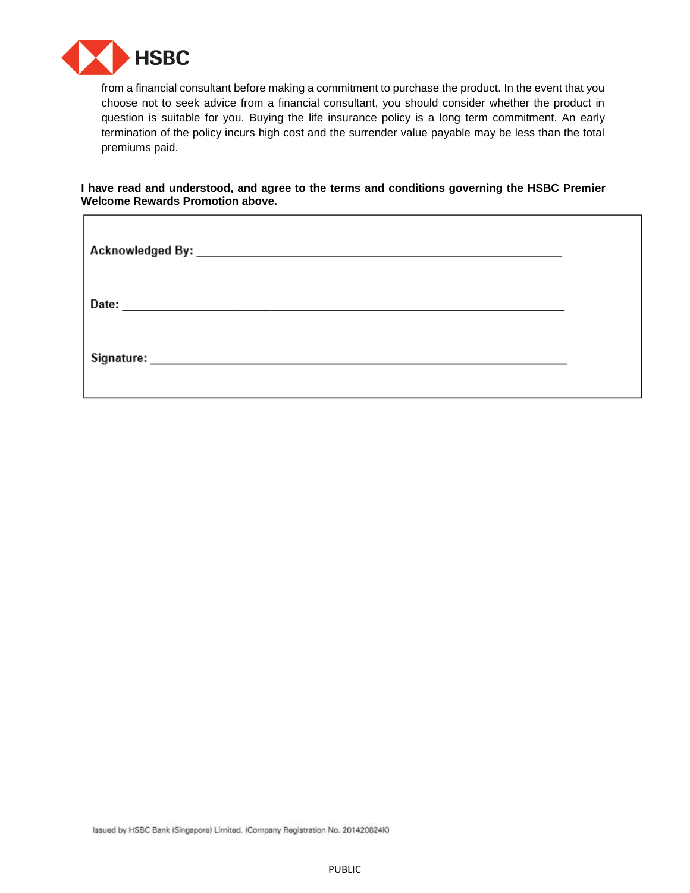from a financial consultant before making a commitment to purchase the product. In the event that you choose not to seek advice from a financial consultant, you should consider whether the product in question is suitable for you. Buying the life insurance policy is a long term commitment. An early termination of the policy incurs high cost and the surrender value payable may be less than the total premiums paid.

**I have read and understood, and agree to the terms and conditions governing the HSBC Premier Welcome Rewards Promotion above.**

**Acknowledged By:** ____________________________________________

**Date:** ____________________________________________

**Signature:** ____________________________________________

Issued by HSBC Bank (Singapore) Limited. (Company Registration No. 201420624K)